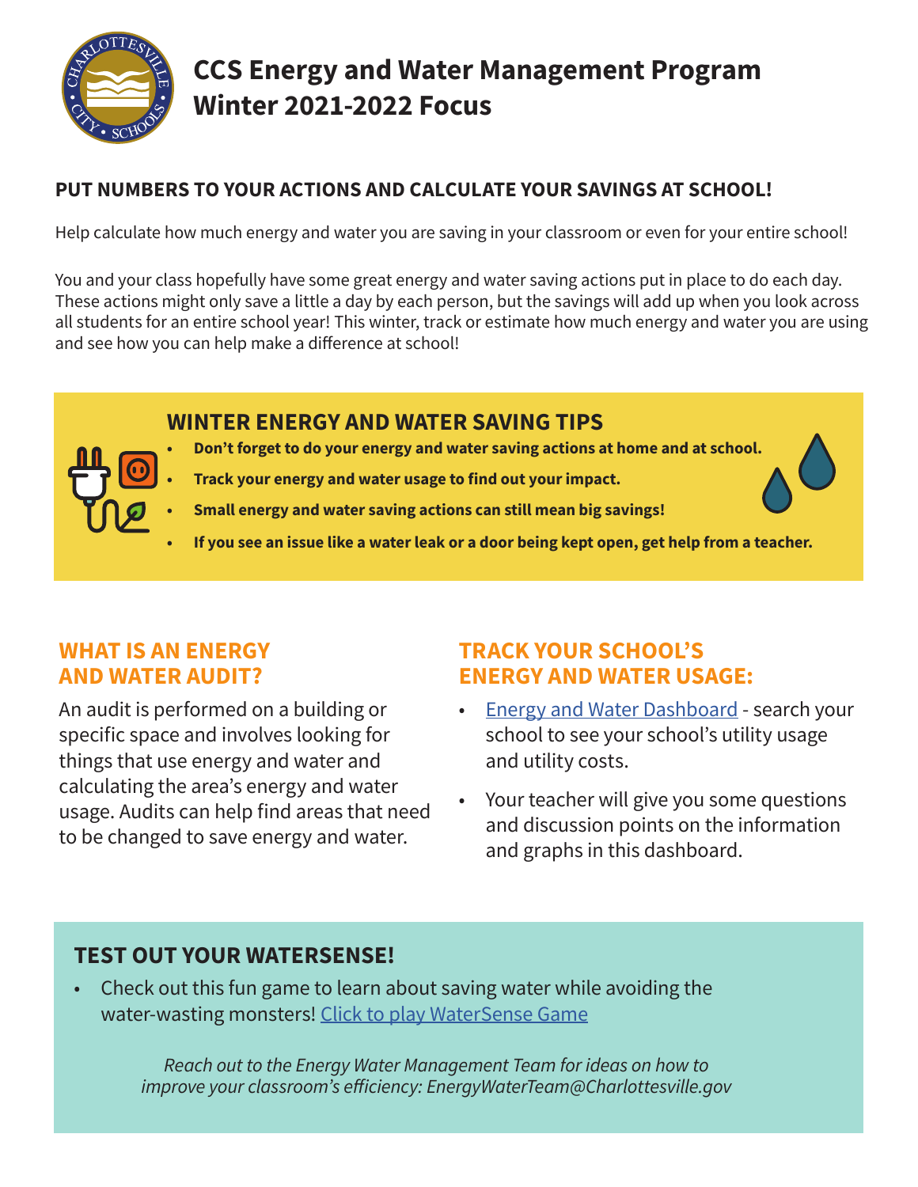# CCS Energy and Water Management Program Winter 2021-2022 Focus

## PUT NUMBERS TO YOUR ACTIONS AND CALCULATE YOUR SAVINGS AT SCHOOL!

Help calculate how much energy and water you are saving in your classroom or even for your entire school!

You and your class hopefully have some great energy and water saving actions put in place to do each day. These actions might only save a little a day by each person, but the savings will add up when you look across all students for an entire school year! This winter, track or estimate how much energy and water you are using and see how you can help make a difference at school!

### WINTER ENERGY AND WATER SAVING TIPS

- **Don't forget to do your energy and water saving actions at home and at school.**
- **Track your energy and water usage to find out your impact.**
- **Small energy and water saving actions can still mean big savings!**
- **If you see an issue like a water leak or a door being kept open, get help from a teacher.**

### WHAT IS AN ENERGY AND WATER AUDIT?

An audit is performed on a building or specific space and involves looking for things that use energy and water and calculating the area's energy and water usage. Audits can help find areas that need to be changed to save energy and water.

### TRACK YOUR SCHOOL'S ENERGY AND WATER USAGE:

- Energy and Water Dashboard - search your school to see your school's utility usage and utility costs.
- Your teacher will give you some questions and discussion points on the information and graphs in this dashboard.

### TEST OUT YOUR WATERSENSE!

- Check out this fun game to learn about saving water while avoiding the water-wasting monsters! Click to play WaterSense Game

*Reach out to the Energy Water Management Team for ideas on how to improve your classroom's efficiency: EnergyWaterTeam@Charlottesville.gov*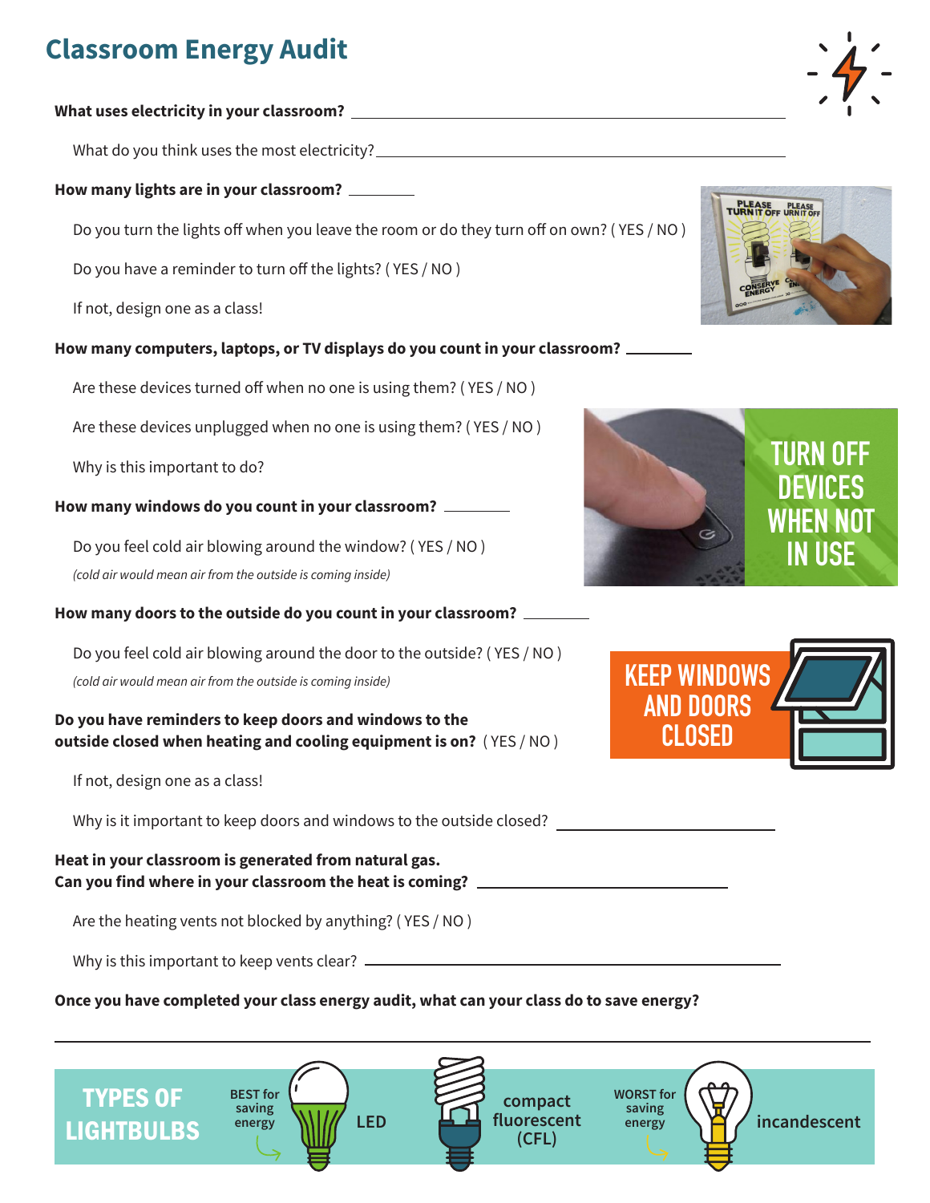# Classroom Energy Audit

**What uses electricity in your classroom?** ______________________________

What do you think uses the most electricity? ______________________________

**How many lights are in your classroom?** ________

Do you turn the lights off when you leave the room or do they turn off on own? ( YES / NO )

Do you have a reminder to turn off the lights? ( YES / NO )

If not, design one as a class!

**How many computers, laptops, or TV displays do you count in your classroom?** ________

Are these devices turned off when no one is using them? ( YES / NO )

Are these devices unplugged when no one is using them? ( YES / NO )

Why is this important to do?

**How many windows do you count in your classroom?** ________

Do you feel cold air blowing around the window? ( YES / NO )

*(cold air would mean air from the outside is coming inside)*

**How many doors to the outside do you count in your classroom?** ________

Do you feel cold air blowing around the door to the outside? ( YES / NO )

*(cold air would mean air from the outside is coming inside)*

**Do you have reminders to keep doors and windows to the outside closed when heating and cooling equipment is on?** ( YES / NO )

If not, design one as a class!

Why is it important to keep doors and windows to the outside closed? ______________________________

**Heat in your classroom is generated from natural gas.**
**Can you find where in your classroom the heat is coming?** ______________________________

Are the heating vents not blocked by anything? ( YES / NO )

Why is this important to keep vents clear? ______________________________

**Once you have completed your class energy audit, what can your class do to save energy?**

______________________________________________________________________

TURN OFF DEVICES WHEN NOT IN USE

KEEP WINDOWS AND DOORS CLOSED

**TYPES OF LIGHTBULBS**

- BEST for saving energy: LED
- compact fluorescent (CFL)
- WORST for saving energy: incandescent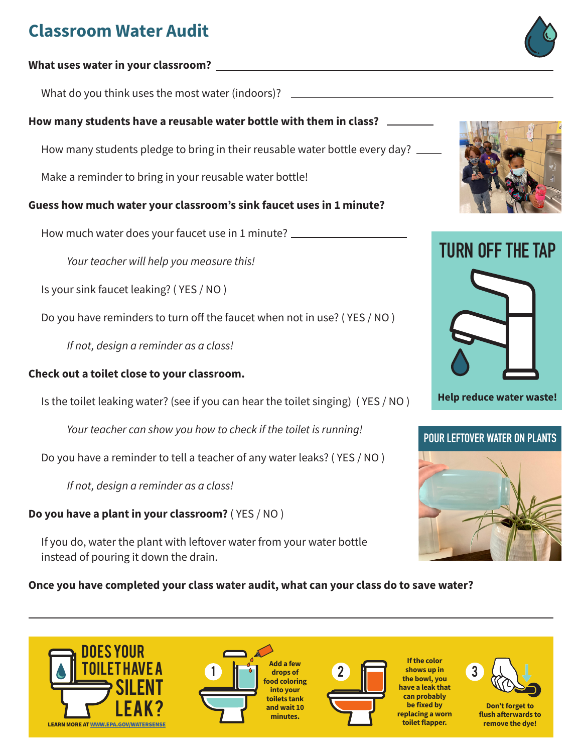# Classroom Water Audit

**What uses water in your classroom?** ____________________

What do you think uses the most water (indoors)? ____________________

**How many students have a reusable water bottle with them in class?** ________

How many students pledge to bring in their reusable water bottle every day? ____

Make a reminder to bring in your reusable water bottle!

**Guess how much water your classroom's sink faucet uses in 1 minute?**

How much water does your faucet use in 1 minute? ____________________

*Your teacher will help you measure this!*

Is your sink faucet leaking? ( YES / NO )

Do you have reminders to turn off the faucet when not in use? ( YES / NO )

*If not, design a reminder as a class!*

**Check out a toilet close to your classroom.**

Is the toilet leaking water? (see if you can hear the toilet singing) ( YES / NO )

*Your teacher can show you how to check if the toilet is running!*

Do you have a reminder to tell a teacher of any water leaks? ( YES / NO )

*If not, design a reminder as a class!*

**Do you have a plant in your classroom?** ( YES / NO )

If you do, water the plant with leftover water from your water bottle instead of pouring it down the drain.

**Once you have completed your class water audit, what can your class do to save water?**

____________________

TURN OFF THE TAP

**Help reduce water waste!**

POUR LEFTOVER WATER ON PLANTS

DOES YOUR TOILET HAVE A SILENT LEAK?

LEARN MORE AT WWW.EPA.GOV/WATERSENSE

1 **Add a few drops of food coloring into your toilets tank and wait 10 minutes.**

2 **If the color shows up in the bowl, you have a leak that can probably be fixed by replacing a worn toilet flapper.**

3 **Don't forget to flush afterwards to remove the dye!**